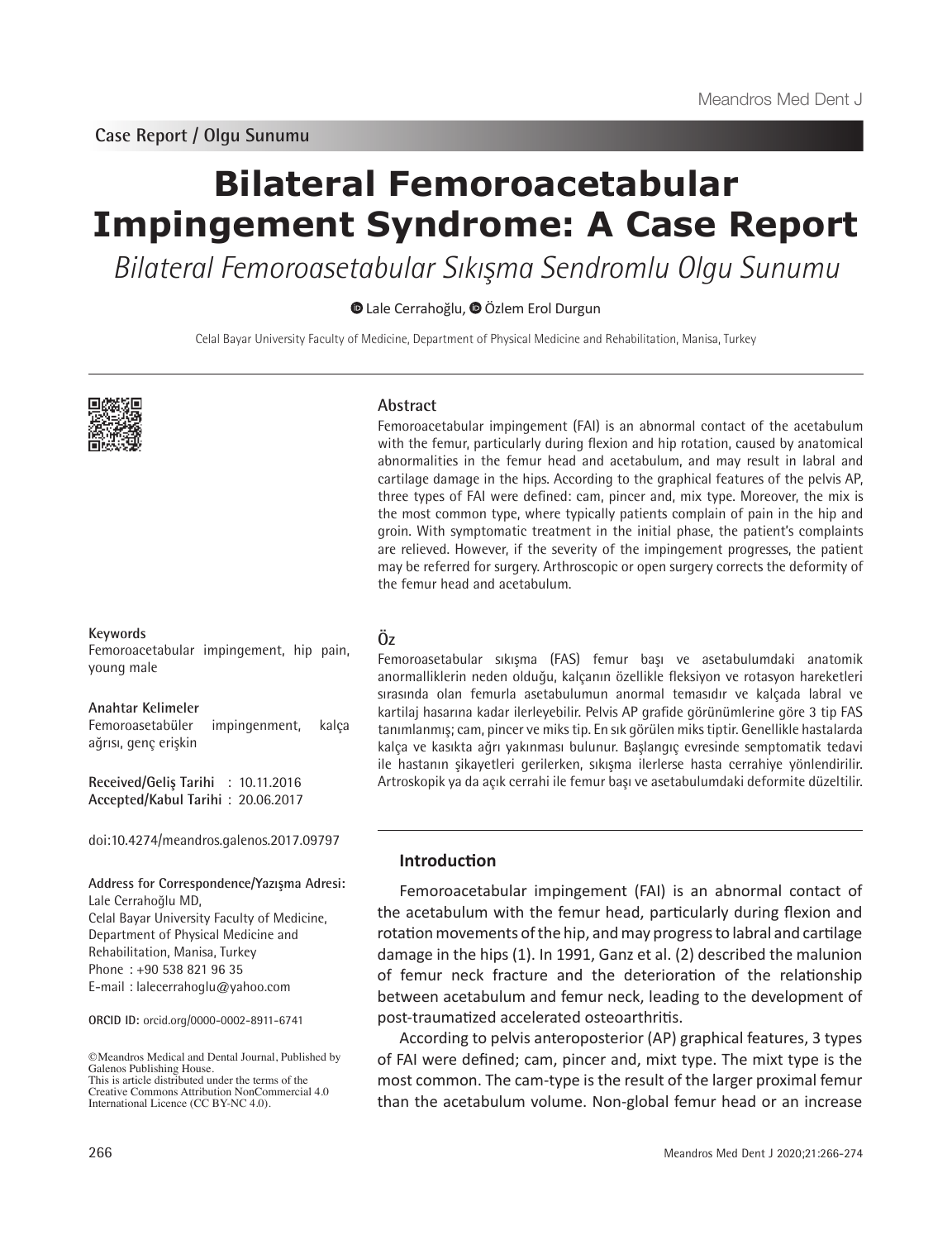Case Report / Olgu Sunumu

# Bilateral Femoroacetabular Impingement Syndrome: A Case Report

*Bilateral Femoroasetabular Sıkışma Sendromlu Olgu Sunumu*

Lale Cerrahoğlu, Özlem Erol Durgun

Celal Bayar University Faculty of Medicine, Department of Physical Medicine and Rehabilitation, Manisa, Turkey

## Abstract

Femoroacetabular impingement (FAI) is an abnormal contact of the acetabulum with the femur, particularly during flexion and hip rotation, caused by anatomical abnormalities in the femur head and acetabulum, and may result in labral and cartilage damage in the hips. According to the graphical features of the pelvis AP, three types of FAI were defined: cam, pincer and, mix type. Moreover, the mix is the most common type, where typically patients complain of pain in the hip and groin. With symptomatic treatment in the initial phase, the patient's complaints are relieved. However, if the severity of the impingement progresses, the patient may be referred for surgery. Arthroscopic or open surgery corrects the deformity of the femur head and acetabulum.

**Keywords**

Femoroacetabular impingement, hip pain, young male

## Öz

Femoroasetabular sıkışma (FAS) femur başı ve asetabulumdaki anatomik anormalliklerin neden olduğu, kalçanın özellikle fleksiyon ve rotasyon hareketleri sırasında olan femurla asetabulumun anormal temasıdır ve kalçada labral ve kartilaj hasarına kadar ilerleyebilir. Pelvis AP grafide görünümlerine göre 3 tip FAS tanımlanmış; cam, pincer ve miks tip. En sık görülen miks tiptir. Genellikle hastalarda kalça ve kasıkta ağrı yakınması bulunur. Başlangıç evresinde semptomatik tedavi ile hastanın şikayetleri gerilerken, sıkışma ilerlerse hasta cerrahiye yönlendirilir. Artroskopik ya da açık cerrahi ile femur başı ve asetabulumdaki deformite düzeltilir.

**Anahtar Kelimeler**

Femoroasetabüler impingenment, kalça ağrısı, genç erişkin

**Received/Geliş Tarihi** : 10.11.2016
**Accepted/Kabul Tarihi** : 20.06.2017

doi:10.4274/meandros.galenos.2017.09797

**Address for Correspondence/Yazışma Adresi:**
Lale Cerrahoğlu MD,
Celal Bayar University Faculty of Medicine,
Department of Physical Medicine and Rehabilitation, Manisa, Turkey
Phone : +90 538 821 96 35
E-mail : lalecerrahoglu@yahoo.com

**ORCID ID:** orcid.org/0000-0002-8911-6741

©Meandros Medical and Dental Journal, Published by Galenos Publishing House.
This is article distributed under the terms of the Creative Commons Attribution NonCommercial 4.0 International Licence (CC BY-NC 4.0).

## Introduction

Femoroacetabular impingement (FAI) is an abnormal contact of the acetabulum with the femur head, particularly during flexion and rotation movements of the hip, and may progress to labral and cartilage damage in the hips (1). In 1991, Ganz et al. (2) described the malunion of femur neck fracture and the deterioration of the relationship between acetabulum and femur neck, leading to the development of post-traumatized accelerated osteoarthritis.

According to pelvis anteroposterior (AP) graphical features, 3 types of FAI were defined; cam, pincer and, mixt type. The mixt type is the most common. The cam-type is the result of the larger proximal femur than the acetabulum volume. Non-global femur head or an increase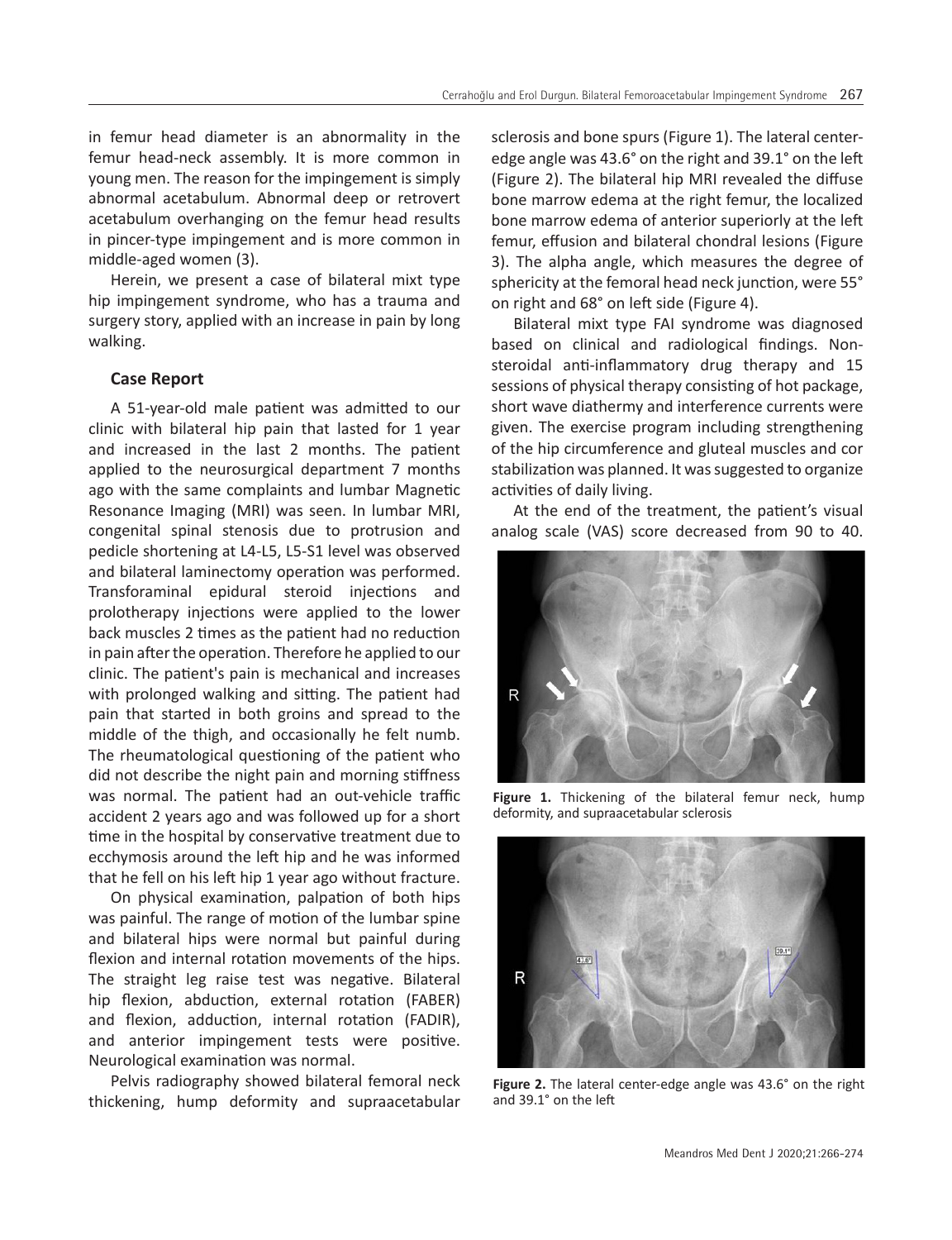in femur head diameter is an abnormality in the femur head-neck assembly. It is more common in young men. The reason for the impingement is simply abnormal acetabulum. Abnormal deep or retrovert acetabulum overhanging on the femur head results in pincer-type impingement and is more common in middle-aged women (3).

Herein, we present a case of bilateral mixt type hip impingement syndrome, who has a trauma and surgery story, applied with an increase in pain by long walking.

## Case Report

A 51-year-old male patient was admitted to our clinic with bilateral hip pain that lasted for 1 year and increased in the last 2 months. The patient applied to the neurosurgical department 7 months ago with the same complaints and lumbar Magnetic Resonance Imaging (MRI) was seen. In lumbar MRI, congenital spinal stenosis due to protrusion and pedicle shortening at L4-L5, L5-S1 level was observed and bilateral laminectomy operation was performed. Transforaminal epidural steroid injections and prolotherapy injections were applied to the lower back muscles 2 times as the patient had no reduction in pain after the operation. Therefore he applied to our clinic. The patient's pain is mechanical and increases with prolonged walking and sitting. The patient had pain that started in both groins and spread to the middle of the thigh, and occasionally he felt numb. The rheumatological questioning of the patient who did not describe the night pain and morning stiffness was normal. The patient had an out-vehicle traffic accident 2 years ago and was followed up for a short time in the hospital by conservative treatment due to ecchymosis around the left hip and he was informed that he fell on his left hip 1 year ago without fracture.

On physical examination, palpation of both hips was painful. The range of motion of the lumbar spine and bilateral hips were normal but painful during flexion and internal rotation movements of the hips. The straight leg raise test was negative. Bilateral hip flexion, abduction, external rotation (FABER) and flexion, adduction, internal rotation (FADIR), and anterior impingement tests were positive. Neurological examination was normal.

Pelvis radiography showed bilateral femoral neck thickening, hump deformity and supraacetabular sclerosis and bone spurs (Figure 1). The lateral center-edge angle was 43.6° on the right and 39.1° on the left (Figure 2). The bilateral hip MRI revealed the diffuse bone marrow edema at the right femur, the localized bone marrow edema of anterior superiorly at the left femur, effusion and bilateral chondral lesions (Figure 3). The alpha angle, which measures the degree of sphericity at the femoral head neck junction, were 55° on right and 68° on left side (Figure 4).

Bilateral mixt type FAI syndrome was diagnosed based on clinical and radiological findings. Non-steroidal anti-inflammatory drug therapy and 15 sessions of physical therapy consisting of hot package, short wave diathermy and interference currents were given. The exercise program including strengthening of the hip circumference and gluteal muscles and cor stabilization was planned. It was suggested to organize activities of daily living.

At the end of the treatment, the patient's visual analog scale (VAS) score decreased from 90 to 40.

**Figure 1.** Thickening of the bilateral femur neck, hump deformity, and supraacetabular sclerosis

**Figure 2.** The lateral center-edge angle was 43.6° on the right and 39.1° on the left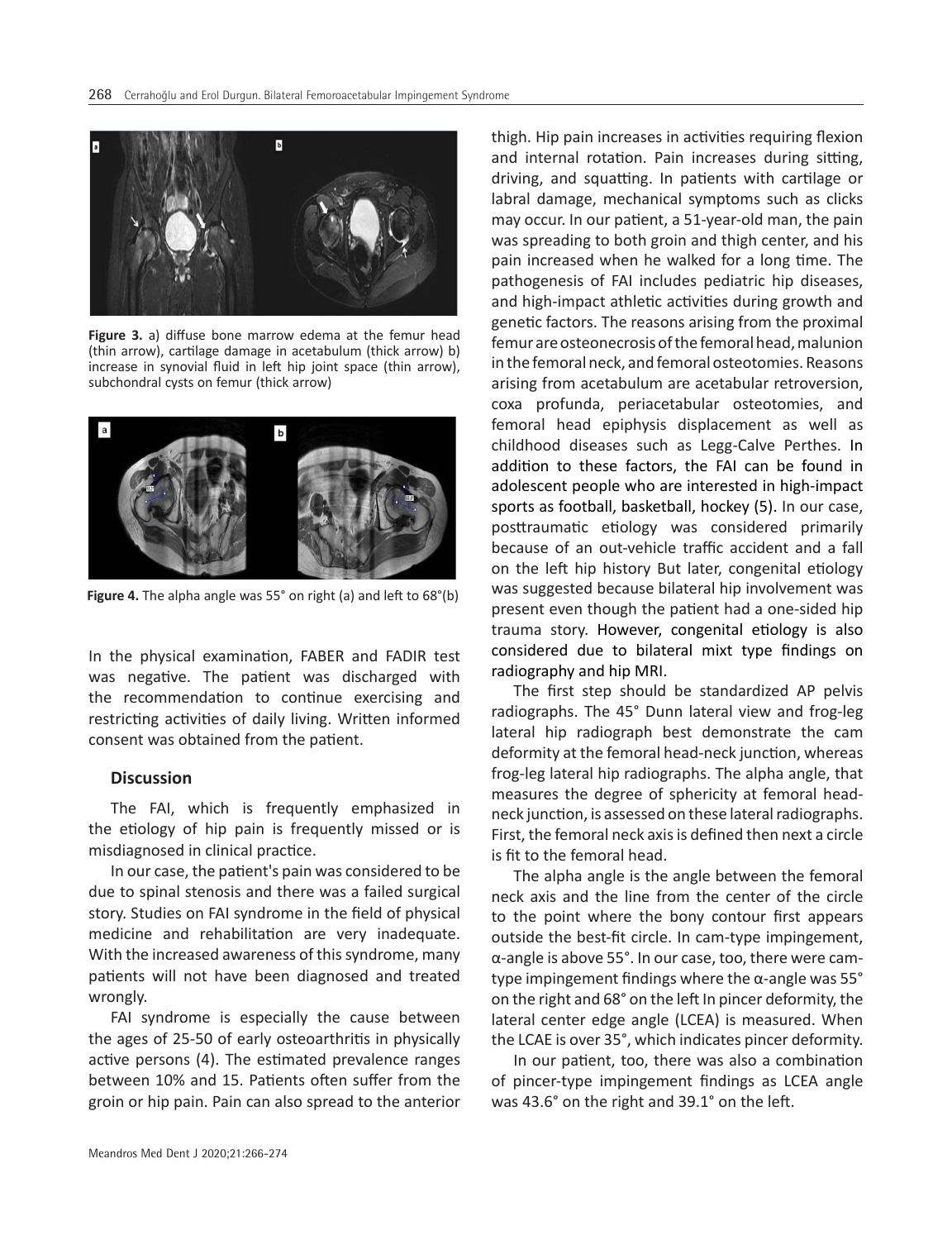**Figure 3.** a) diffuse bone marrow edema at the femur head (thin arrow), cartilage damage in acetabulum (thick arrow) b) increase in synovial fluid in left hip joint space (thin arrow), subchondral cysts on femur (thick arrow)

**Figure 4.** The alpha angle was 55° on right (a) and left to 68°(b)

In the physical examination, FABER and FADIR test was negative. The patient was discharged with the recommendation to continue exercising and restricting activities of daily living. Written informed consent was obtained from the patient.

## Discussion

The FAI, which is frequently emphasized in the etiology of hip pain is frequently missed or is misdiagnosed in clinical practice.

In our case, the patient's pain was considered to be due to spinal stenosis and there was a failed surgical story. Studies on FAI syndrome in the field of physical medicine and rehabilitation are very inadequate. With the increased awareness of this syndrome, many patients will not have been diagnosed and treated wrongly.

FAI syndrome is especially the cause between the ages of 25-50 of early osteoarthritis in physically active persons (4). The estimated prevalence ranges between 10% and 15. Patients often suffer from the groin or hip pain. Pain can also spread to the anterior thigh. Hip pain increases in activities requiring flexion and internal rotation. Pain increases during sitting, driving, and squatting. In patients with cartilage or labral damage, mechanical symptoms such as clicks may occur. In our patient, a 51-year-old man, the pain was spreading to both groin and thigh center, and his pain increased when he walked for a long time. The pathogenesis of FAI includes pediatric hip diseases, and high-impact athletic activities during growth and genetic factors. The reasons arising from the proximal femur are osteonecrosis of the femoral head, malunion in the femoral neck, and femoral osteotomies. Reasons arising from acetabulum are acetabular retroversion, coxa profunda, periacetabular osteotomies, and femoral head epiphysis displacement as well as childhood diseases such as Legg-Calve Perthes. In addition to these factors, the FAI can be found in adolescent people who are interested in high-impact sports as football, basketball, hockey (5). In our case, posttraumatic etiology was considered primarily because of an out-vehicle traffic accident and a fall on the left hip history But later, congenital etiology was suggested because bilateral hip involvement was present even though the patient had a one-sided hip trauma story. However, congenital etiology is also considered due to bilateral mixt type findings on radiography and hip MRI.

The first step should be standardized AP pelvis radiographs. The 45° Dunn lateral view and frog-leg lateral hip radiograph best demonstrate the cam deformity at the femoral head-neck junction, whereas frog-leg lateral hip radiographs. The alpha angle, that measures the degree of sphericity at femoral head-neck junction, is assessed on these lateral radiographs. First, the femoral neck axis is defined then next a circle is fit to the femoral head.

The alpha angle is the angle between the femoral neck axis and the line from the center of the circle to the point where the bony contour first appears outside the best-fit circle. In cam-type impingement, α-angle is above 55°. In our case, too, there were cam-type impingement findings where the α-angle was 55° on the right and 68° on the left In pincer deformity, the lateral center edge angle (LCEA) is measured. When the LCAE is over 35°, which indicates pincer deformity.

In our patient, too, there was also a combination of pincer-type impingement findings as LCEA angle was 43.6° on the right and 39.1° on the left.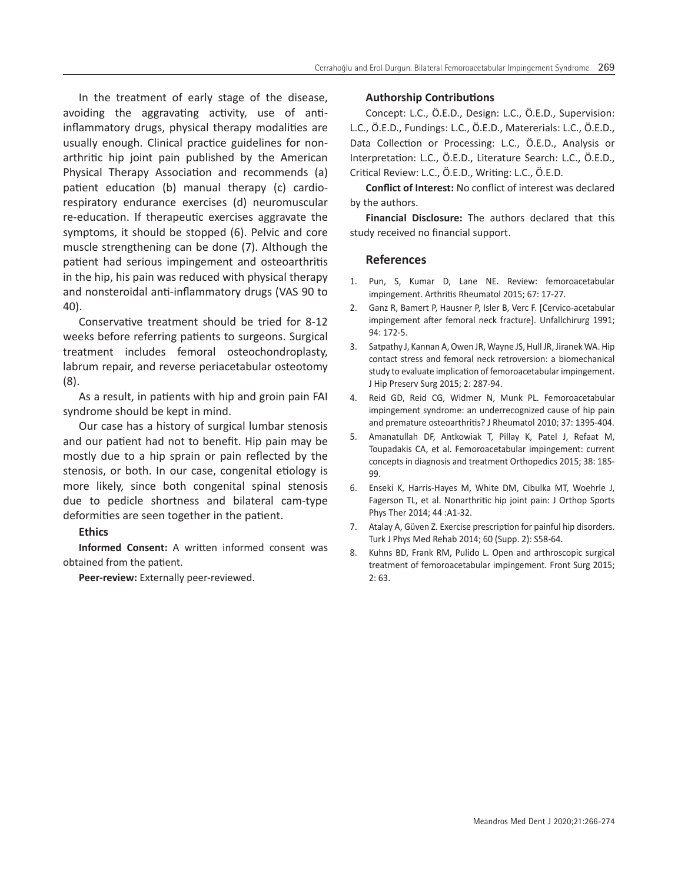In the treatment of early stage of the disease, avoiding the aggravating activity, use of anti-inflammatory drugs, physical therapy modalities are usually enough. Clinical practice guidelines for non-arthritic hip joint pain published by the American Physical Therapy Association and recommends (a) patient education (b) manual therapy (c) cardio-respiratory endurance exercises (d) neuromuscular re-education. If therapeutic exercises aggravate the symptoms, it should be stopped (6). Pelvic and core muscle strengthening can be done (7). Although the patient had serious impingement and osteoarthritis in the hip, his pain was reduced with physical therapy and nonsteroidal anti-inflammatory drugs (VAS 90 to 40).

Conservative treatment should be tried for 8-12 weeks before referring patients to surgeons. Surgical treatment includes femoral osteochondroplasty, labrum repair, and reverse periacetabular osteotomy (8).

As a result, in patients with hip and groin pain FAI syndrome should be kept in mind.

Our case has a history of surgical lumbar stenosis and our patient had not to benefit. Hip pain may be mostly due to a hip sprain or pain reflected by the stenosis, or both. In our case, congenital etiology is more likely, since both congenital spinal stenosis due to pedicle shortness and bilateral cam-type deformities are seen together in the patient.

### Ethics

**Informed Consent:** A written informed consent was obtained from the patient.

**Peer-review:** Externally peer-reviewed.

### Authorship Contributions

Concept: L.C., Ö.E.D., Design: L.C., Ö.E.D., Supervision: L.C., Ö.E.D., Fundings: L.C., Ö.E.D., Matererials: L.C., Ö.E.D., Data Collection or Processing: L.C., Ö.E.D., Analysis or Interpretation: L.C., Ö.E.D., Literature Search: L.C., Ö.E.D., Critical Review: L.C., Ö.E.D., Writing: L.C., Ö.E.D.

**Conflict of Interest:** No conflict of interest was declared by the authors.

**Financial Disclosure:** The authors declared that this study received no financial support.

## References

1. Pun, S, Kumar D, Lane NE. Review: femoroacetabular impingement. Arthritis Rheumatol 2015; 67: 17-27.
2. Ganz R, Bamert P, Hausner P, Isler B, Verc F. [Cervico-acetabular impingement after femoral neck fracture]. Unfallchirurg 1991; 94: 172-5.
3. Satpathy J, Kannan A, Owen JR, Wayne JS, Hull JR, Jiranek WA. Hip contact stress and femoral neck retroversion: a biomechanical study to evaluate implication of femoroacetabular impingement. J Hip Preserv Surg 2015; 2: 287-94.
4. Reid GD, Reid CG, Widmer N, Munk PL. Femoroacetabular impingement syndrome: an underrecognized cause of hip pain and premature osteoarthritis? J Rheumatol 2010; 37: 1395-404.
5. Amanatullah DF, Antkowiak T, Pillay K, Patel J, Refaat M, Toupadakis CA, et al. Femoroacetabular impingement: current concepts in diagnosis and treatment Orthopedics 2015; 38: 185-99.
6. Enseki K, Harris-Hayes M, White DM, Cibulka MT, Woehrle J, Fagerson TL, et al. Nonarthritic hip joint pain: J Orthop Sports Phys Ther 2014; 44 :A1-32.
7. Atalay A, Güven Z. Exercise prescription for painful hip disorders. Turk J Phys Med Rehab 2014; 60 (Supp. 2): S58-64.
8. Kuhns BD, Frank RM, Pulido L. Open and arthroscopic surgical treatment of femoroacetabular impingement. Front Surg 2015; 2: 63.